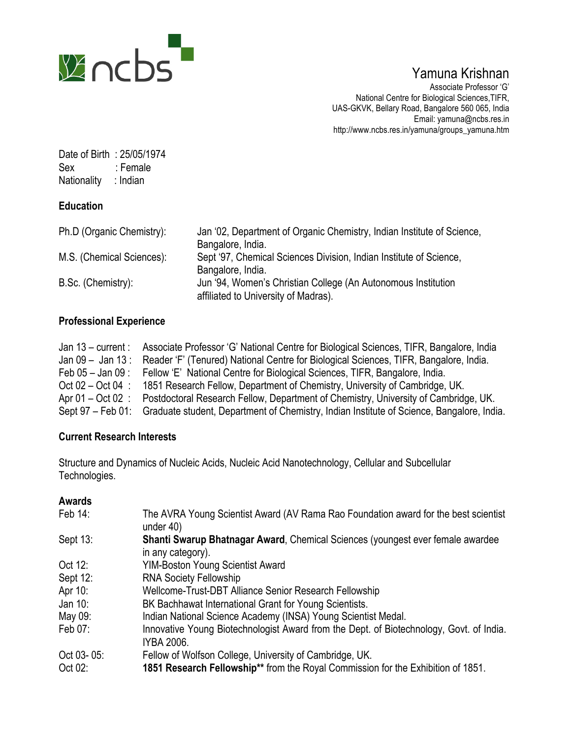# Yamuna Krishnan

Associate Professor 'G'
National Centre for Biological Sciences,TIFR,
UAS-GKVK, Bellary Road, Bangalore 560 065, India
Email: yamuna@ncbs.res.in
http://www.ncbs.res.in/yamuna/groups_yamuna.htm

Date of Birth : 25/05/1974
Sex : Female
Nationality : Indian

## Education

| | |
|---|---|
| Ph.D (Organic Chemistry): | Jan '02, Department of Organic Chemistry, Indian Institute of Science, Bangalore, India. |
| M.S. (Chemical Sciences): | Sept '97, Chemical Sciences Division, Indian Institute of Science, Bangalore, India. |
| B.Sc. (Chemistry): | Jun '94, Women's Christian College (An Autonomous Institution affiliated to University of Madras). |

## Professional Experience

| | |
|---|---|
| Jan 13 – current : | Associate Professor 'G' National Centre for Biological Sciences, TIFR, Bangalore, India |
| Jan 09 – Jan 13 : | Reader 'F' (Tenured) National Centre for Biological Sciences, TIFR, Bangalore, India. |
| Feb 05 – Jan 09 : | Fellow 'E' National Centre for Biological Sciences, TIFR, Bangalore, India. |
| Oct 02 – Oct 04 : | 1851 Research Fellow, Department of Chemistry, University of Cambridge, UK. |
| Apr 01 – Oct 02 : | Postdoctoral Research Fellow, Department of Chemistry, University of Cambridge, UK. |
| Sept 97 – Feb 01: | Graduate student, Department of Chemistry, Indian Institute of Science, Bangalore, India. |

## Current Research Interests

Structure and Dynamics of Nucleic Acids, Nucleic Acid Nanotechnology, Cellular and Subcellular Technologies.

## Awards

| | |
|---|---|
| Feb 14: | The AVRA Young Scientist Award (AV Rama Rao Foundation award for the best scientist under 40) |
| Sept 13: | **Shanti Swarup Bhatnagar Award**, Chemical Sciences (youngest ever female awardee in any category). |
| Oct 12: | YIM-Boston Young Scientist Award |
| Sept 12: | RNA Society Fellowship |
| Apr 10: | Wellcome-Trust-DBT Alliance Senior Research Fellowship |
| Jan 10: | BK Bachhawat International Grant for Young Scientists. |
| May 09: | Indian National Science Academy (INSA) Young Scientist Medal. |
| Feb 07: | Innovative Young Biotechnologist Award from the Dept. of Biotechnology, Govt. of India. IYBA 2006. |
| Oct 03- 05: | Fellow of Wolfson College, University of Cambridge, UK. |
| Oct 02: | **1851 Research Fellowship**** from the Royal Commission for the Exhibition of 1851. |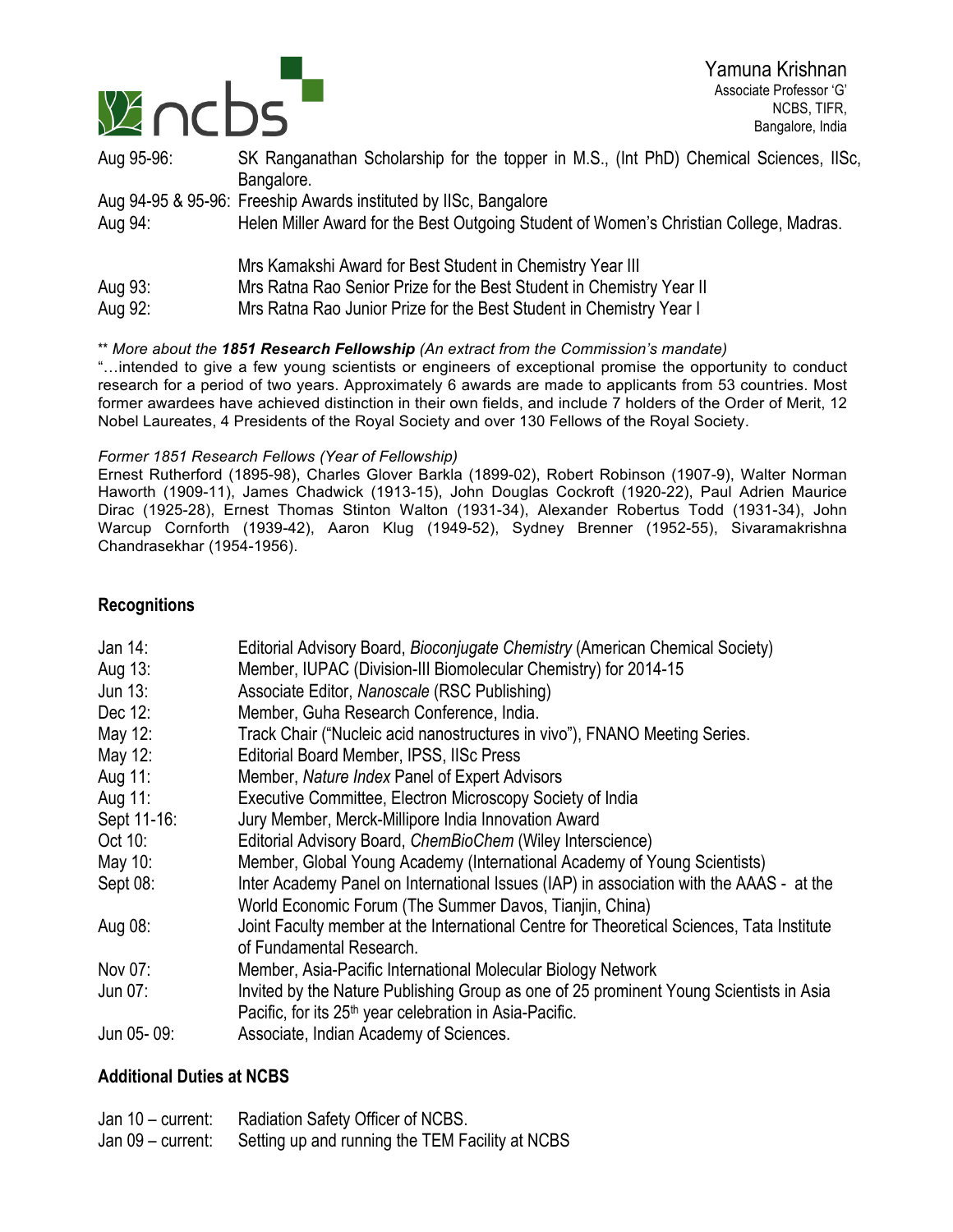| | |
|---|---|
| Aug 95-96: | SK Ranganathan Scholarship for the topper in M.S., (Int PhD) Chemical Sciences, IISc, Bangalore. |
| Aug 94-95 & 95-96: | Freeship Awards instituted by IISc, Bangalore |
| Aug 94: | Helen Miller Award for the Best Outgoing Student of Women's Christian College, Madras. |
| | Mrs Kamakshi Award for Best Student in Chemistry Year III |
| Aug 93: | Mrs Ratna Rao Senior Prize for the Best Student in Chemistry Year II |
| Aug 92: | Mrs Ratna Rao Junior Prize for the Best Student in Chemistry Year I |

** *More about the **1851 Research Fellowship** (An extract from the Commission's mandate)*
"…intended to give a few young scientists or engineers of exceptional promise the opportunity to conduct research for a period of two years. Approximately 6 awards are made to applicants from 53 countries. Most former awardees have achieved distinction in their own fields, and include 7 holders of the Order of Merit, 12 Nobel Laureates, 4 Presidents of the Royal Society and over 130 Fellows of the Royal Society.

*Former 1851 Research Fellows (Year of Fellowship)*
Ernest Rutherford (1895-98), Charles Glover Barkla (1899-02), Robert Robinson (1907-9), Walter Norman Haworth (1909-11), James Chadwick (1913-15), John Douglas Cockroft (1920-22), Paul Adrien Maurice Dirac (1925-28), Ernest Thomas Stinton Walton (1931-34), Alexander Robertus Todd (1931-34), John Warcup Cornforth (1939-42), Aaron Klug (1949-52), Sydney Brenner (1952-55), Sivaramakrishna Chandrasekhar (1954-1956).

## Recognitions

| | |
|---|---|
| Jan 14: | Editorial Advisory Board, *Bioconjugate Chemistry* (American Chemical Society) |
| Aug 13: | Member, IUPAC (Division-III Biomolecular Chemistry) for 2014-15 |
| Jun 13: | Associate Editor, *Nanoscale* (RSC Publishing) |
| Dec 12: | Member, Guha Research Conference, India. |
| May 12: | Track Chair ("Nucleic acid nanostructures in vivo"), FNANO Meeting Series. |
| May 12: | Editorial Board Member, IPSS, IISc Press |
| Aug 11: | Member, *Nature Index* Panel of Expert Advisors |
| Aug 11: | Executive Committee, Electron Microscopy Society of India |
| Sept 11-16: | Jury Member, Merck-Millipore India Innovation Award |
| Oct 10: | Editorial Advisory Board, *ChemBioChem* (Wiley Interscience) |
| May 10: | Member, Global Young Academy (International Academy of Young Scientists) |
| Sept 08: | Inter Academy Panel on International Issues (IAP) in association with the AAAS - at the World Economic Forum (The Summer Davos, Tianjin, China) |
| Aug 08: | Joint Faculty member at the International Centre for Theoretical Sciences, Tata Institute of Fundamental Research. |
| Nov 07: | Member, Asia-Pacific International Molecular Biology Network |
| Jun 07: | Invited by the Nature Publishing Group as one of 25 prominent Young Scientists in Asia Pacific, for its 25th year celebration in Asia-Pacific. |
| Jun 05- 09: | Associate, Indian Academy of Sciences. |

## Additional Duties at NCBS

| | |
|---|---|
| Jan 10 – current: | Radiation Safety Officer of NCBS. |
| Jan 09 – current: | Setting up and running the TEM Facility at NCBS |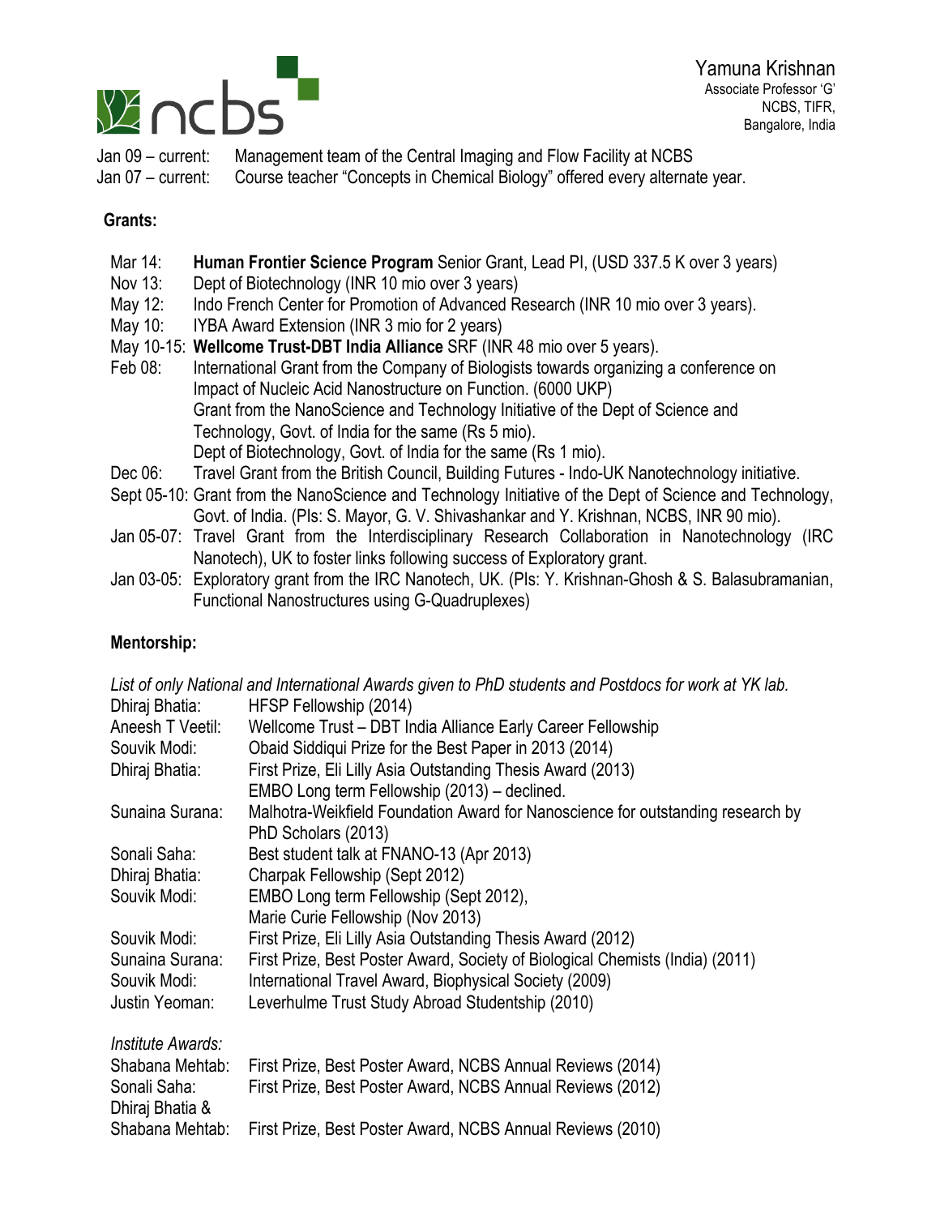Jan 09 – current: Management team of the Central Imaging and Flow Facility at NCBS
Jan 07 – current: Course teacher "Concepts in Chemical Biology" offered every alternate year.

**Grants:**

- Mar 14: **Human Frontier Science Program** Senior Grant, Lead PI, (USD 337.5 K over 3 years)
- Nov 13: Dept of Biotechnology (INR 10 mio over 3 years)
- May 12: Indo French Center for Promotion of Advanced Research (INR 10 mio over 3 years).
- May 10: IYBA Award Extension (INR 3 mio for 2 years)
- May 10-15: **Wellcome Trust-DBT India Alliance** SRF (INR 48 mio over 5 years).
- Feb 08: International Grant from the Company of Biologists towards organizing a conference on Impact of Nucleic Acid Nanostructure on Function. (6000 UKP)
  Grant from the NanoScience and Technology Initiative of the Dept of Science and Technology, Govt. of India for the same (Rs 5 mio).
  Dept of Biotechnology, Govt. of India for the same (Rs 1 mio).
- Dec 06: Travel Grant from the British Council, Building Futures - Indo-UK Nanotechnology initiative.
- Sept 05-10: Grant from the NanoScience and Technology Initiative of the Dept of Science and Technology, Govt. of India. (PIs: S. Mayor, G. V. Shivashankar and Y. Krishnan, NCBS, INR 90 mio).
- Jan 05-07: Travel Grant from the Interdisciplinary Research Collaboration in Nanotechnology (IRC Nanotech), UK to foster links following success of Exploratory grant.
- Jan 03-05: Exploratory grant from the IRC Nanotech, UK. (PIs: Y. Krishnan-Ghosh & S. Balasubramanian, Functional Nanostructures using G-Quadruplexes)

**Mentorship:**

*List of only National and International Awards given to PhD students and Postdocs for work at YK lab.*

Dhiraj Bhatia: HFSP Fellowship (2014)
Aneesh T Veetil: Wellcome Trust – DBT India Alliance Early Career Fellowship
Souvik Modi: Obaid Siddiqui Prize for the Best Paper in 2013 (2014)
Dhiraj Bhatia: First Prize, Eli Lilly Asia Outstanding Thesis Award (2013)
EMBO Long term Fellowship (2013) – declined.
Sunaina Surana: Malhotra-Weikfield Foundation Award for Nanoscience for outstanding research by PhD Scholars (2013)
Sonali Saha: Best student talk at FNANO-13 (Apr 2013)
Dhiraj Bhatia: Charpak Fellowship (Sept 2012)
Souvik Modi: EMBO Long term Fellowship (Sept 2012),
Marie Curie Fellowship (Nov 2013)
Souvik Modi: First Prize, Eli Lilly Asia Outstanding Thesis Award (2012)
Sunaina Surana: First Prize, Best Poster Award, Society of Biological Chemists (India) (2011)
Souvik Modi: International Travel Award, Biophysical Society (2009)
Justin Yeoman: Leverhulme Trust Study Abroad Studentship (2010)

*Institute Awards:*

Shabana Mehtab: First Prize, Best Poster Award, NCBS Annual Reviews (2014)
Sonali Saha: First Prize, Best Poster Award, NCBS Annual Reviews (2012)
Dhiraj Bhatia & Shabana Mehtab: First Prize, Best Poster Award, NCBS Annual Reviews (2010)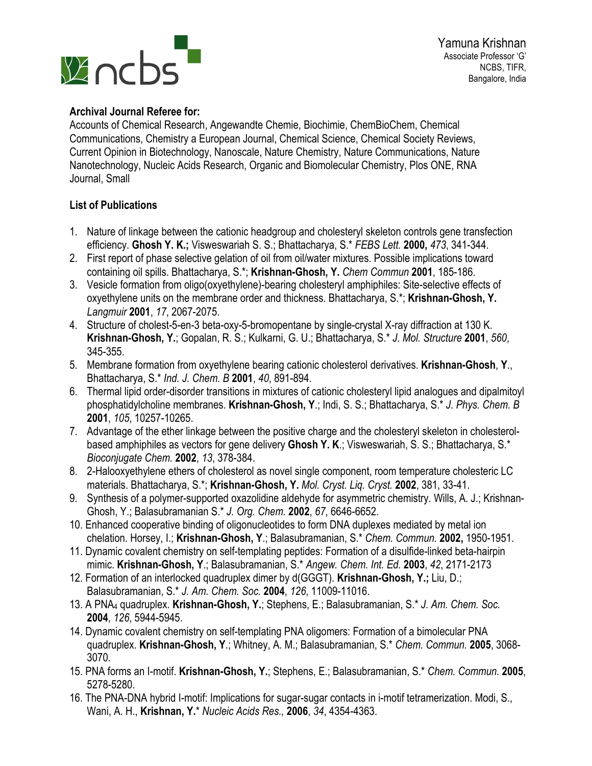## Archival Journal Referee for:

Accounts of Chemical Research, Angewandte Chemie, Biochimie, ChemBioChem, Chemical Communications, Chemistry a European Journal, Chemical Science, Chemical Society Reviews, Current Opinion in Biotechnology, Nanoscale, Nature Chemistry, Nature Communications, Nature Nanotechnology, Nucleic Acids Research, Organic and Biomolecular Chemistry, Plos ONE, RNA Journal, Small

## List of Publications

1. Nature of linkage between the cationic headgroup and cholesteryl skeleton controls gene transfection efficiency. **Ghosh Y. K.;** Visweswariah S. S.; Bhattacharya, S.* *FEBS Lett.* **2000,** *473*, 341-344.
2. First report of phase selective gelation of oil from oil/water mixtures. Possible implications toward containing oil spills. Bhattacharya, S.*; **Krishnan-Ghosh, Y.** *Chem Commun* **2001**, 185-186.
3. Vesicle formation from oligo(oxyethylene)-bearing cholesteryl amphiphiles: Site-selective effects of oxyethylene units on the membrane order and thickness. Bhattacharya, S.*; **Krishnan-Ghosh, Y.** *Langmuir* **2001**, *17*, 2067-2075.
4. Structure of cholest-5-en-3 beta-oxy-5-bromopentane by single-crystal X-ray diffraction at 130 K. **Krishnan-Ghosh, Y.**; Gopalan, R. S.; Kulkarni, G. U.; Bhattacharya, S.* *J. Mol. Structure* **2001**, *560*, 345-355.
5. Membrane formation from oxyethylene bearing cationic cholesterol derivatives. **Krishnan-Ghosh**, **Y**., Bhattacharya, S.* *Ind. J. Chem. B* **2001**, *40*, 891-894.
6. Thermal lipid order-disorder transitions in mixtures of cationic cholesteryl lipid analogues and dipalmitoyl phosphatidylcholine membranes. **Krishnan-Ghosh, Y**.; Indi, S. S.; Bhattacharya, S.* *J. Phys. Chem. B* **2001**, *105*, 10257-10265.
7. Advantage of the ether linkage between the positive charge and the cholesteryl skeleton in cholesterol-based amphiphiles as vectors for gene delivery **Ghosh Y. K**.; Visweswariah, S. S.; Bhattacharya, S.* *Bioconjugate Chem.* **2002**, *13*, 378-384.
8. 2-Halooxyethylene ethers of cholesterol as novel single component, room temperature cholesteric LC materials. Bhattacharya, S.*; **Krishnan-Ghosh, Y.** *Mol. Cryst. Liq. Cryst.* **2002**, 381, 33-41.
9. Synthesis of a polymer-supported oxazolidine aldehyde for asymmetric chemistry. Wills, A. J.; Krishnan-Ghosh, Y.; Balasubramanian S.* *J. Org. Chem.* **2002**, *67*, 6646-6652.
10. Enhanced cooperative binding of oligonucleotides to form DNA duplexes mediated by metal ion chelation. Horsey, I.; **Krishnan-Ghosh, Y**.; Balasubramanian, S.* *Chem. Commun.* **2002,** 1950-1951.
11. Dynamic covalent chemistry on self-templating peptides: Formation of a disulfide-linked beta-hairpin mimic. **Krishnan-Ghosh, Y**.; Balasubramanian, S.* *Angew. Chem. Int. Ed.* **2003**, *42*, 2171-2173
12. Formation of an interlocked quadruplex dimer by d(GGGT). **Krishnan-Ghosh, Y.;** Liu, D.; Balasubramanian, S.* *J. Am. Chem. Soc.* **2004**, *126*, 11009-11016.
13. A $PNA_4$ quadruplex. **Krishnan-Ghosh, Y.**; Stephens, E.; Balasubramanian, S.* *J. Am. Chem. Soc.* **2004**, *126*, 5944-5945.
14. Dynamic covalent chemistry on self-templating PNA oligomers: Formation of a bimolecular PNA quadruplex. **Krishnan-Ghosh, Y**.; Whitney, A. M.; Balasubramanian, S.* *Chem. Commun.* **2005**, 3068-3070.
15. PNA forms an I-motif. **Krishnan-Ghosh, Y.**; Stephens, E.; Balasubramanian, S.* *Chem. Commun.* **2005**, 5278-5280.
16. The PNA-DNA hybrid I-motif: Implications for sugar-sugar contacts in i-motif tetramerization. Modi, S., Wani, A. H., **Krishnan, Y.*** *Nucleic Acids Res.,* **2006**, *34*, 4354-4363.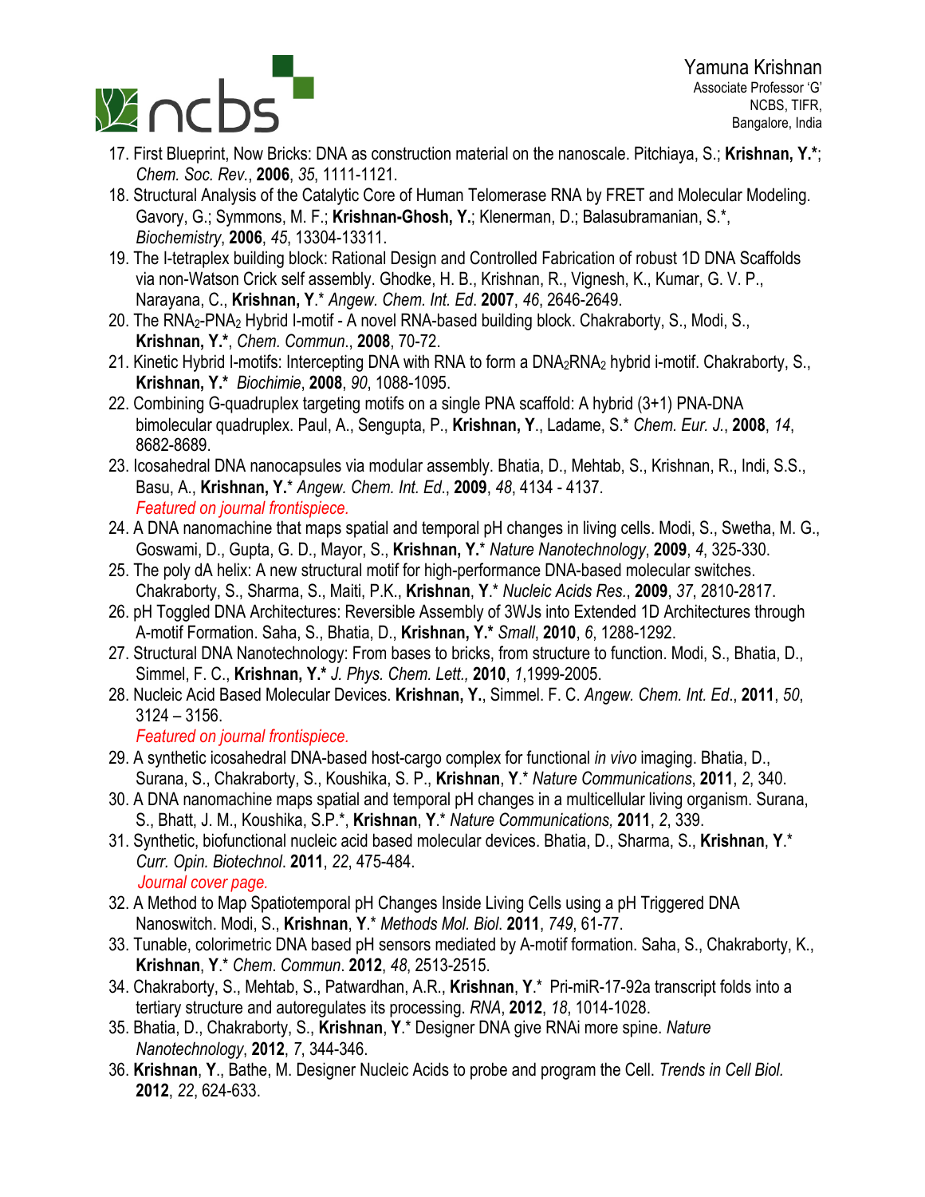17. First Blueprint, Now Bricks: DNA as construction material on the nanoscale. Pitchiaya, S.; **Krishnan, Y.***; *Chem. Soc. Rev.*, **2006**, *35*, 1111-1121.
18. Structural Analysis of the Catalytic Core of Human Telomerase RNA by FRET and Molecular Modeling. Gavory, G.; Symmons, M. F.; **Krishnan-Ghosh, Y.**; Klenerman, D.; Balasubramanian, S.*, *Biochemistry*, **2006**, *45*, 13304-13311.
19. The I-tetraplex building block: Rational Design and Controlled Fabrication of robust 1D DNA Scaffolds via non-Watson Crick self assembly. Ghodke, H. B., Krishnan, R., Vignesh, K., Kumar, G. V. P., Narayana, C., **Krishnan, Y**.* *Angew. Chem. Int. Ed*. **2007**, *46*, 2646-2649.
20. The $RNA_2$-$PNA_2$ Hybrid I-motif - A novel RNA-based building block. Chakraborty, S., Modi, S., **Krishnan, Y.***, *Chem. Commun*., **2008**, 70-72.
21. Kinetic Hybrid I-motifs: Intercepting DNA with RNA to form a $DNA_2RNA_2$ hybrid i-motif. Chakraborty, S., **Krishnan, Y.*** *Biochimie*, **2008**, *90*, 1088-1095.
22. Combining G-quadruplex targeting motifs on a single PNA scaffold: A hybrid (3+1) PNA-DNA bimolecular quadruplex. Paul, A., Sengupta, P., **Krishnan, Y**., Ladame, S.* *Chem. Eur. J.*, **2008**, *14*, 8682-8689.
23. Icosahedral DNA nanocapsules via modular assembly. Bhatia, D., Mehtab, S., Krishnan, R., Indi, S.S., Basu, A., **Krishnan, Y.*** *Angew. Chem. Int. Ed*., **2009**, *48*, 4134 - 4137.
    *Featured on journal frontispiece.*
24. A DNA nanomachine that maps spatial and temporal pH changes in living cells. Modi, S., Swetha, M. G., Goswami, D., Gupta, G. D., Mayor, S., **Krishnan, Y.*** *Nature Nanotechnology*, **2009**, *4*, 325-330.
25. The poly dA helix: A new structural motif for high-performance DNA-based molecular switches. Chakraborty, S., Sharma, S., Maiti, P.K., **Krishnan**, **Y**.* *Nucleic Acids Res*., **2009**, *37*, 2810-2817.
26. pH Toggled DNA Architectures: Reversible Assembly of 3WJs into Extended 1D Architectures through A-motif Formation. Saha, S., Bhatia, D., **Krishnan, Y.*** *Small*, **2010**, *6*, 1288-1292.
27. Structural DNA Nanotechnology: From bases to bricks, from structure to function. Modi, S., Bhatia, D., Simmel, F. C., **Krishnan, Y.*** *J. Phys. Chem. Lett.,* **2010**, *1*,1999-2005.
28. Nucleic Acid Based Molecular Devices. **Krishnan, Y.**, Simmel. F. C. *Angew. Chem. Int. Ed*., **2011**, *50*, 3124 – 3156.
    *Featured on journal frontispiece.*
29. A synthetic icosahedral DNA-based host-cargo complex for functional *in vivo* imaging. Bhatia, D., Surana, S., Chakraborty, S., Koushika, S. P., **Krishnan**, **Y**.* *Nature Communications*, **2011**, *2*, 340.
30. A DNA nanomachine maps spatial and temporal pH changes in a multicellular living organism. Surana, S., Bhatt, J. M., Koushika, S.P.*, **Krishnan**, **Y**.* *Nature Communications,* **2011**, *2*, 339.
31. Synthetic, biofunctional nucleic acid based molecular devices. Bhatia, D., Sharma, S., **Krishnan**, **Y**.* *Curr. Opin. Biotechnol*. **2011**, *22*, 475-484.
    *Journal cover page.*
32. A Method to Map Spatiotemporal pH Changes Inside Living Cells using a pH Triggered DNA Nanoswitch. Modi, S., **Krishnan**, **Y**.* *Methods Mol. Biol.* **2011**, *749*, 61-77.
33. Tunable, colorimetric DNA based pH sensors mediated by A-motif formation. Saha, S., Chakraborty, K., **Krishnan**, **Y**.* *Chem. Commun*. **2012**, *48*, 2513-2515.
34. Chakraborty, S., Mehtab, S., Patwardhan, A.R., **Krishnan**, **Y**.* Pri-miR-17-92a transcript folds into a tertiary structure and autoregulates its processing. *RNA*, **2012**, *18*, 1014-1028.
35. Bhatia, D., Chakraborty, S., **Krishnan**, **Y**.* Designer DNA give RNAi more spine. *Nature Nanotechnology*, **2012**, *7*, 344-346.
36. **Krishnan**, **Y**., Bathe, M. Designer Nucleic Acids to probe and program the Cell. *Trends in Cell Biol.* **2012**, *22*, 624-633.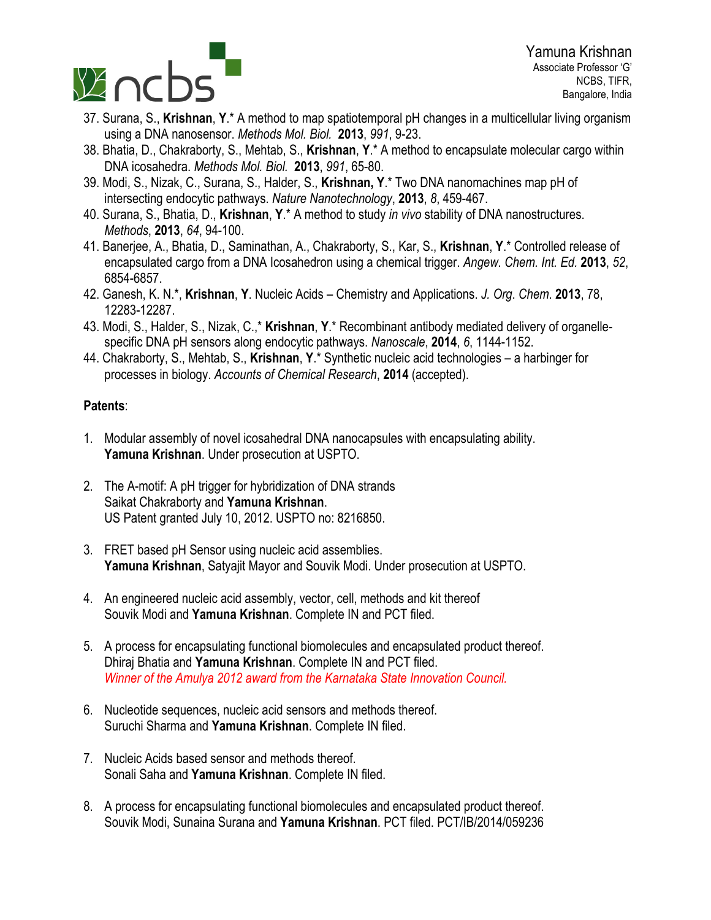37. Surana, S., **Krishnan**, **Y**.* A method to map spatiotemporal pH changes in a multicellular living organism using a DNA nanosensor. *Methods Mol. Biol.* **2013**, *991*, 9-23.
38. Bhatia, D., Chakraborty, S., Mehtab, S., **Krishnan**, **Y**.* A method to encapsulate molecular cargo within DNA icosahedra. *Methods Mol. Biol.* **2013**, *991*, 65-80.
39. Modi, S., Nizak, C., Surana, S., Halder, S., **Krishnan, Y**.* Two DNA nanomachines map pH of intersecting endocytic pathways. *Nature Nanotechnology*, **2013**, *8*, 459-467.
40. Surana, S., Bhatia, D., **Krishnan**, **Y**.* A method to study *in vivo* stability of DNA nanostructures. *Methods*, **2013**, *64*, 94-100.
41. Banerjee, A., Bhatia, D., Saminathan, A., Chakraborty, S., Kar, S., **Krishnan**, **Y**.* Controlled release of encapsulated cargo from a DNA Icosahedron using a chemical trigger. *Angew. Chem. Int. Ed.* **2013**, *52*, 6854-6857.
42. Ganesh, K. N.*, **Krishnan**, **Y**. Nucleic Acids – Chemistry and Applications. *J. Org. Chem.* **2013**, 78, 12283-12287.
43. Modi, S., Halder, S., Nizak, C.,* **Krishnan**, **Y**.* Recombinant antibody mediated delivery of organelle-specific DNA pH sensors along endocytic pathways. *Nanoscale*, **2014**, *6*, 1144-1152.
44. Chakraborty, S., Mehtab, S., **Krishnan**, **Y**.* Synthetic nucleic acid technologies – a harbinger for processes in biology. *Accounts of Chemical Research*, **2014** (accepted).

**Patents**:

1. Modular assembly of novel icosahedral DNA nanocapsules with encapsulating ability.
   **Yamuna Krishnan**. Under prosecution at USPTO.

2. The A-motif: A pH trigger for hybridization of DNA strands
   Saikat Chakraborty and **Yamuna Krishnan**.
   US Patent granted July 10, 2012. USPTO no: 8216850.

3. FRET based pH Sensor using nucleic acid assemblies.
   **Yamuna Krishnan**, Satyajit Mayor and Souvik Modi. Under prosecution at USPTO.

4. An engineered nucleic acid assembly, vector, cell, methods and kit thereof
   Souvik Modi and **Yamuna Krishnan**. Complete IN and PCT filed.

5. A process for encapsulating functional biomolecules and encapsulated product thereof.
   Dhiraj Bhatia and **Yamuna Krishnan**. Complete IN and PCT filed.
   *Winner of the Amulya 2012 award from the Karnataka State Innovation Council.*

6. Nucleotide sequences, nucleic acid sensors and methods thereof.
   Suruchi Sharma and **Yamuna Krishnan**. Complete IN filed.

7. Nucleic Acids based sensor and methods thereof.
   Sonali Saha and **Yamuna Krishnan**. Complete IN filed.

8. A process for encapsulating functional biomolecules and encapsulated product thereof.
   Souvik Modi, Sunaina Surana and **Yamuna Krishnan**. PCT filed. PCT/IB/2014/059236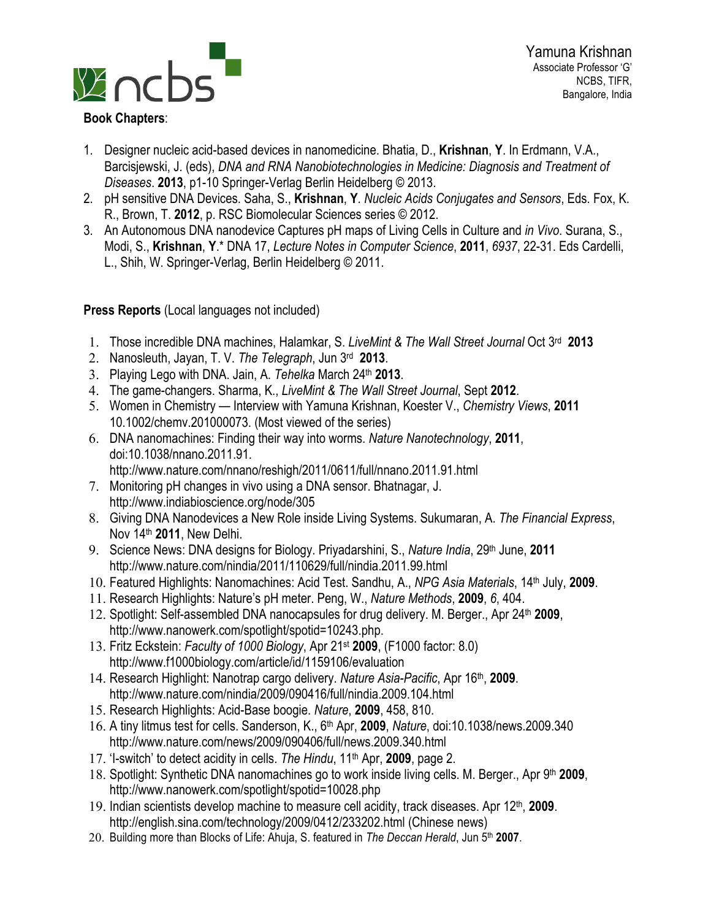**Book Chapters**:

1. Designer nucleic acid-based devices in nanomedicine. Bhatia, D., **Krishnan**, **Y**. In Erdmann, V.A., Barcisjewski, J. (eds), *DNA and RNA Nanobiotechnologies in Medicine: Diagnosis and Treatment of Diseases*. **2013**, p1-10 Springer-Verlag Berlin Heidelberg © 2013.
2. pH sensitive DNA Devices. Saha, S., **Krishnan**, **Y**. *Nucleic Acids Conjugates and Sensors*, Eds. Fox, K. R., Brown, T. **2012**, p. RSC Biomolecular Sciences series © 2012.
3. An Autonomous DNA nanodevice Captures pH maps of Living Cells in Culture and *in Vivo*. Surana, S., Modi, S., **Krishnan**, **Y**.* DNA 17, *Lecture Notes in Computer Science*, **2011**, *6937*, 22-31. Eds Cardelli, L., Shih, W. Springer-Verlag, Berlin Heidelberg © 2011.

**Press Reports** (Local languages not included)

1. Those incredible DNA machines, Halamkar, S. *LiveMint & The Wall Street Journal* Oct 3rd **2013**
2. Nanosleuth, Jayan, T. V. *The Telegraph*, Jun 3rd **2013**.
3. Playing Lego with DNA. Jain, A. *Tehelka* March 24th **2013**.
4. The game-changers. Sharma, K., *LiveMint & The Wall Street Journal*, Sept **2012**.
5. Women in Chemistry — Interview with Yamuna Krishnan, Koester V., *Chemistry Views*, **2011** 10.1002/chemv.201000073. (Most viewed of the series)
6. DNA nanomachines: Finding their way into worms. *Nature Nanotechnology*, **2011**, doi:10.1038/nnano.2011.91. http://www.nature.com/nnano/reshigh/2011/0611/full/nnano.2011.91.html
7. Monitoring pH changes in vivo using a DNA sensor. Bhatnagar, J. http://www.indiabioscience.org/node/305
8. Giving DNA Nanodevices a New Role inside Living Systems. Sukumaran, A. *The Financial Express*, Nov 14th **2011**, New Delhi.
9. Science News: DNA designs for Biology. Priyadarshini, S., *Nature India*, 29th June, **2011** http://www.nature.com/nindia/2011/110629/full/nindia.2011.99.html
10. Featured Highlights: Nanomachines: Acid Test. Sandhu, A., *NPG Asia Materials*, 14th July, **2009**.
11. Research Highlights: Nature's pH meter. Peng, W., *Nature Methods*, **2009**, *6*, 404.
12. Spotlight: Self-assembled DNA nanocapsules for drug delivery. M. Berger., Apr 24th **2009**, http://www.nanowerk.com/spotlight/spotid=10243.php.
13. Fritz Eckstein: *Faculty of 1000 Biology*, Apr 21st **2009**, (F1000 factor: 8.0) http://www.f1000biology.com/article/id/1159106/evaluation
14. Research Highlight: Nanotrap cargo delivery. *Nature Asia-Pacific*, Apr 16th, **2009**. http://www.nature.com/nindia/2009/090416/full/nindia.2009.104.html
15. Research Highlights: Acid-Base boogie. *Nature*, **2009**, 458, 810.
16. A tiny litmus test for cells. Sanderson, K., 6th Apr, **2009**, *Nature*, doi:10.1038/news.2009.340 http://www.nature.com/news/2009/090406/full/news.2009.340.html
17. 'I-switch' to detect acidity in cells. *The Hindu*, 11th Apr, **2009**, page 2.
18. Spotlight: Synthetic DNA nanomachines go to work inside living cells. M. Berger., Apr 9th **2009**, http://www.nanowerk.com/spotlight/spotid=10028.php
19. Indian scientists develop machine to measure cell acidity, track diseases. Apr 12th, **2009**. http://english.sina.com/technology/2009/0412/233202.html (Chinese news)
20. Building more than Blocks of Life: Ahuja, S. featured in *The Deccan Herald*, Jun 5th **2007**.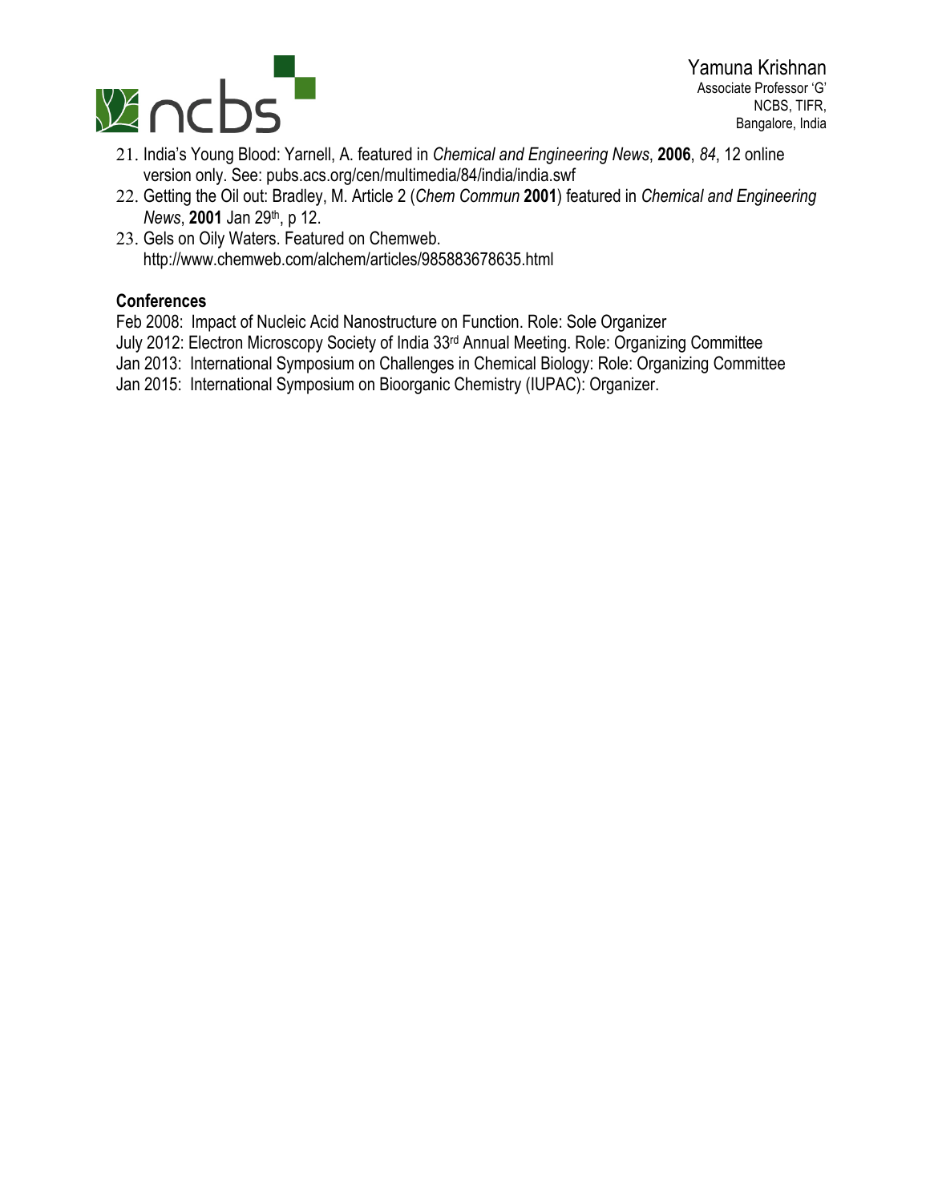21. India's Young Blood: Yarnell, A. featured in *Chemical and Engineering News*, **2006**, *84*, 12 online version only. See: pubs.acs.org/cen/multimedia/84/india/india.swf
22. Getting the Oil out: Bradley, M. Article 2 (*Chem Commun* **2001**) featured in *Chemical and Engineering News*, **2001** Jan 29th, p 12.
23. Gels on Oily Waters. Featured on Chemweb. http://www.chemweb.com/alchem/articles/985883678635.html

**Conferences**

Feb 2008: Impact of Nucleic Acid Nanostructure on Function. Role: Sole Organizer
July 2012: Electron Microscopy Society of India 33rd Annual Meeting. Role: Organizing Committee
Jan 2013: International Symposium on Challenges in Chemical Biology: Role: Organizing Committee
Jan 2015: International Symposium on Bioorganic Chemistry (IUPAC): Organizer.